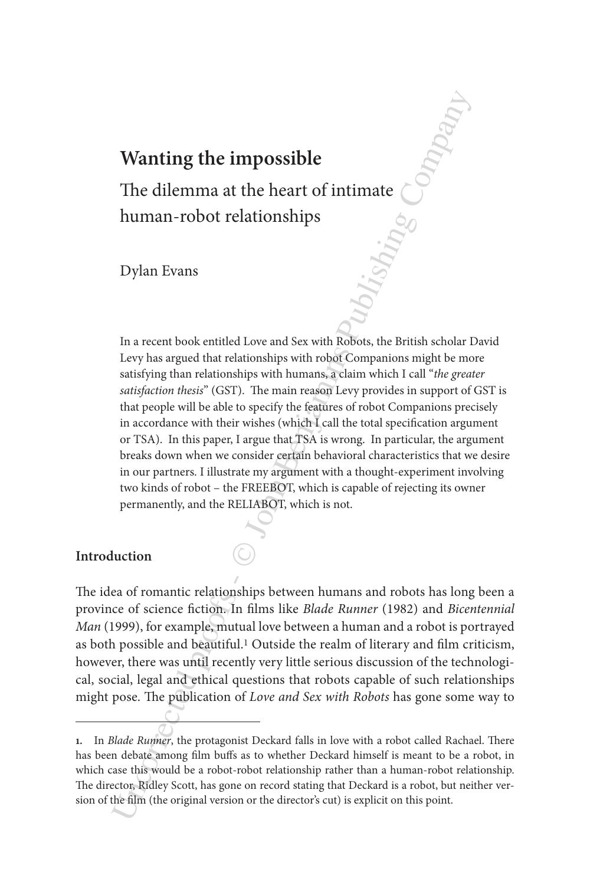# Wanting the impossible

## The dilemma at the heart of intimate human-robot relationships

Dylan Evans

In a recent book entitled Love and Sex with Robots, the British scholar David Levy has argued that relationships with robot Companions might be more satisfying than relationships with humans, a claim which I call "*the greater satisfaction thesis*" (GST). The main reason Levy provides in support of GST is that people will be able to specify the features of robot Companions precisely in accordance with their wishes (which I call the total specification argument or TSA). In this paper, I argue that TSA is wrong. In particular, the argument breaks down when we consider certain behavioral characteristics that we desire in our partners. I illustrate my argument with a thought-experiment involving two kinds of robot – the FREEBOT, which is capable of rejecting its owner permanently, and the RELIABOT, which is not.

## Introduction

The idea of romantic relationships between humans and robots has long been a province of science fiction. In films like *Blade Runner* (1982) and *Bicentennial Man* (1999), for example, mutual love between a human and a robot is portrayed as both possible and beautiful.[1] Outside the realm of literary and film criticism, however, there was until recently very little serious discussion of the technological, social, legal and ethical questions that robots capable of such relationships might pose. The publication of *Love and Sex with Robots* has gone some way to

---

**1.** In *Blade Runner*, the protagonist Deckard falls in love with a robot called Rachael. There has been debate among film buffs as to whether Deckard himself is meant to be a robot, in which case this would be a robot-robot relationship rather than a human-robot relationship. The director, Ridley Scott, has gone on record stating that Deckard is a robot, but neither version of the film (the original version or the director's cut) is explicit on this point.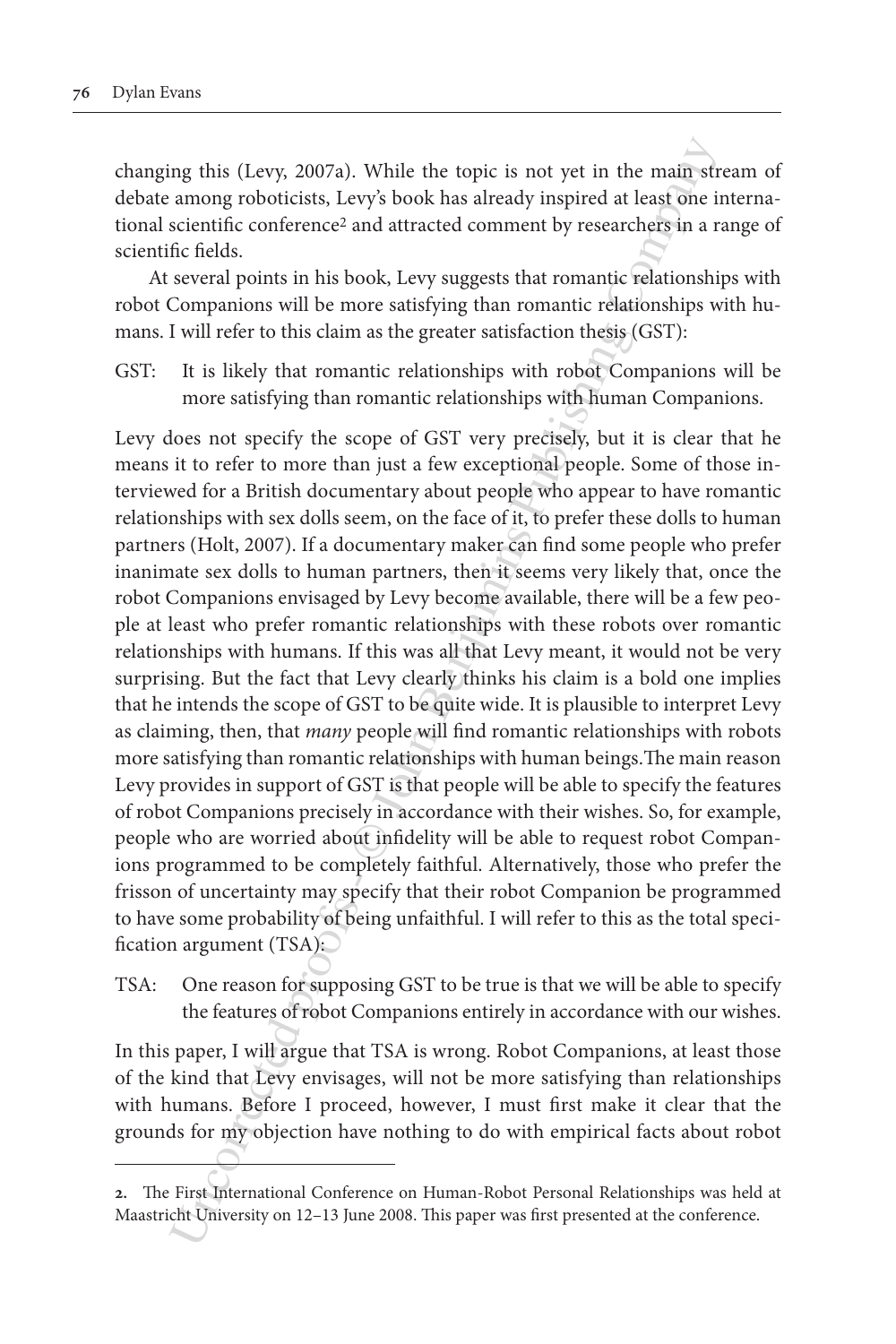changing this (Levy, 2007a). While the topic is not yet in the main stream of debate among roboticists, Levy's book has already inspired at least one international scientific conference[2] and attracted comment by researchers in a range of scientific fields.

At several points in his book, Levy suggests that romantic relationships with robot Companions will be more satisfying than romantic relationships with humans. I will refer to this claim as the greater satisfaction thesis (GST):

GST: It is likely that romantic relationships with robot Companions will be more satisfying than romantic relationships with human Companions.

Levy does not specify the scope of GST very precisely, but it is clear that he means it to refer to more than just a few exceptional people. Some of those interviewed for a British documentary about people who appear to have romantic relationships with sex dolls seem, on the face of it, to prefer these dolls to human partners (Holt, 2007). If a documentary maker can find some people who prefer inanimate sex dolls to human partners, then it seems very likely that, once the robot Companions envisaged by Levy become available, there will be a few people at least who prefer romantic relationships with these robots over romantic relationships with humans. If this was all that Levy meant, it would not be very surprising. But the fact that Levy clearly thinks his claim is a bold one implies that he intends the scope of GST to be quite wide. It is plausible to interpret Levy as claiming, then, that *many* people will find romantic relationships with robots more satisfying than romantic relationships with human beings.The main reason Levy provides in support of GST is that people will be able to specify the features of robot Companions precisely in accordance with their wishes. So, for example, people who are worried about infidelity will be able to request robot Companions programmed to be completely faithful. Alternatively, those who prefer the frisson of uncertainty may specify that their robot Companion be programmed to have some probability of being unfaithful. I will refer to this as the total specification argument (TSA):

TSA: One reason for supposing GST to be true is that we will be able to specify the features of robot Companions entirely in accordance with our wishes.

In this paper, I will argue that TSA is wrong. Robot Companions, at least those of the kind that Levy envisages, will not be more satisfying than relationships with humans. Before I proceed, however, I must first make it clear that the grounds for my objection have nothing to do with empirical facts about robot

2. The First International Conference on Human-Robot Personal Relationships was held at Maastricht University on 12–13 June 2008. This paper was first presented at the conference.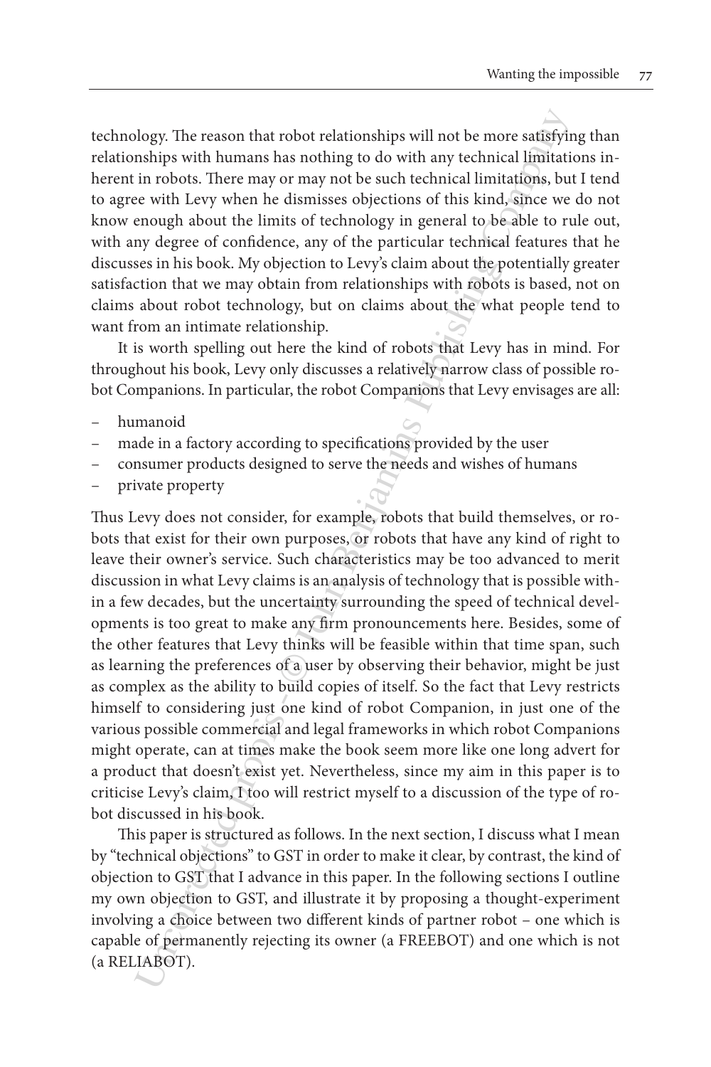technology. The reason that robot relationships will not be more satisfying than relationships with humans has nothing to do with any technical limitations inherent in robots. There may or may not be such technical limitations, but I tend to agree with Levy when he dismisses objections of this kind, since we do not know enough about the limits of technology in general to be able to rule out, with any degree of confidence, any of the particular technical features that he discusses in his book. My objection to Levy's claim about the potentially greater satisfaction that we may obtain from relationships with robots is based, not on claims about robot technology, but on claims about the what people tend to want from an intimate relationship.

It is worth spelling out here the kind of robots that Levy has in mind. For throughout his book, Levy only discusses a relatively narrow class of possible robot Companions. In particular, the robot Companions that Levy envisages are all:

- humanoid
- made in a factory according to specifications provided by the user
- consumer products designed to serve the needs and wishes of humans
- private property

Thus Levy does not consider, for example, robots that build themselves, or robots that exist for their own purposes, or robots that have any kind of right to leave their owner's service. Such characteristics may be too advanced to merit discussion in what Levy claims is an analysis of technology that is possible within a few decades, but the uncertainty surrounding the speed of technical developments is too great to make any firm pronouncements here. Besides, some of the other features that Levy thinks will be feasible within that time span, such as learning the preferences of a user by observing their behavior, might be just as complex as the ability to build copies of itself. So the fact that Levy restricts himself to considering just one kind of robot Companion, in just one of the various possible commercial and legal frameworks in which robot Companions might operate, can at times make the book seem more like one long advert for a product that doesn't exist yet. Nevertheless, since my aim in this paper is to criticise Levy's claim, I too will restrict myself to a discussion of the type of robot discussed in his book.

This paper is structured as follows. In the next section, I discuss what I mean by "technical objections" to GST in order to make it clear, by contrast, the kind of objection to GST that I advance in this paper. In the following sections I outline my own objection to GST, and illustrate it by proposing a thought-experiment involving a choice between two different kinds of partner robot – one which is capable of permanently rejecting its owner (a FREEBOT) and one which is not (a RELIABOT).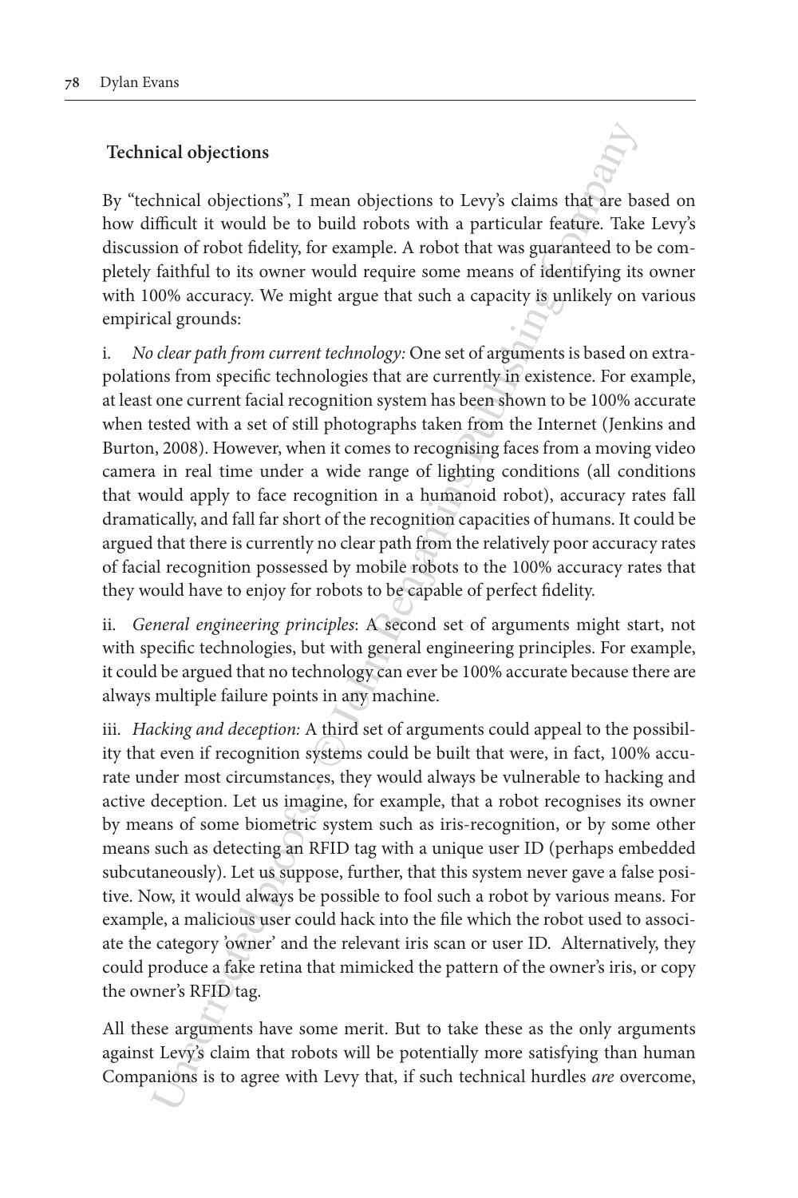## Technical objections

By "technical objections", I mean objections to Levy's claims that are based on how difficult it would be to build robots with a particular feature. Take Levy's discussion of robot fidelity, for example. A robot that was guaranteed to be completely faithful to its owner would require some means of identifying its owner with 100% accuracy. We might argue that such a capacity is unlikely on various empirical grounds:

i. *No clear path from current technology:* One set of arguments is based on extrapolations from specific technologies that are currently in existence. For example, at least one current facial recognition system has been shown to be 100% accurate when tested with a set of still photographs taken from the Internet (Jenkins and Burton, 2008). However, when it comes to recognising faces from a moving video camera in real time under a wide range of lighting conditions (all conditions that would apply to face recognition in a humanoid robot), accuracy rates fall dramatically, and fall far short of the recognition capacities of humans. It could be argued that there is currently no clear path from the relatively poor accuracy rates of facial recognition possessed by mobile robots to the 100% accuracy rates that they would have to enjoy for robots to be capable of perfect fidelity.

ii. *General engineering principles*: A second set of arguments might start, not with specific technologies, but with general engineering principles. For example, it could be argued that no technology can ever be 100% accurate because there are always multiple failure points in any machine.

iii. *Hacking and deception:* A third set of arguments could appeal to the possibility that even if recognition systems could be built that were, in fact, 100% accurate under most circumstances, they would always be vulnerable to hacking and active deception. Let us imagine, for example, that a robot recognises its owner by means of some biometric system such as iris-recognition, or by some other means such as detecting an RFID tag with a unique user ID (perhaps embedded subcutaneously). Let us suppose, further, that this system never gave a false positive. Now, it would always be possible to fool such a robot by various means. For example, a malicious user could hack into the file which the robot used to associate the category 'owner' and the relevant iris scan or user ID. Alternatively, they could produce a fake retina that mimicked the pattern of the owner's iris, or copy the owner's RFID tag.

All these arguments have some merit. But to take these as the only arguments against Levy's claim that robots will be potentially more satisfying than human Companions is to agree with Levy that, if such technical hurdles *are* overcome,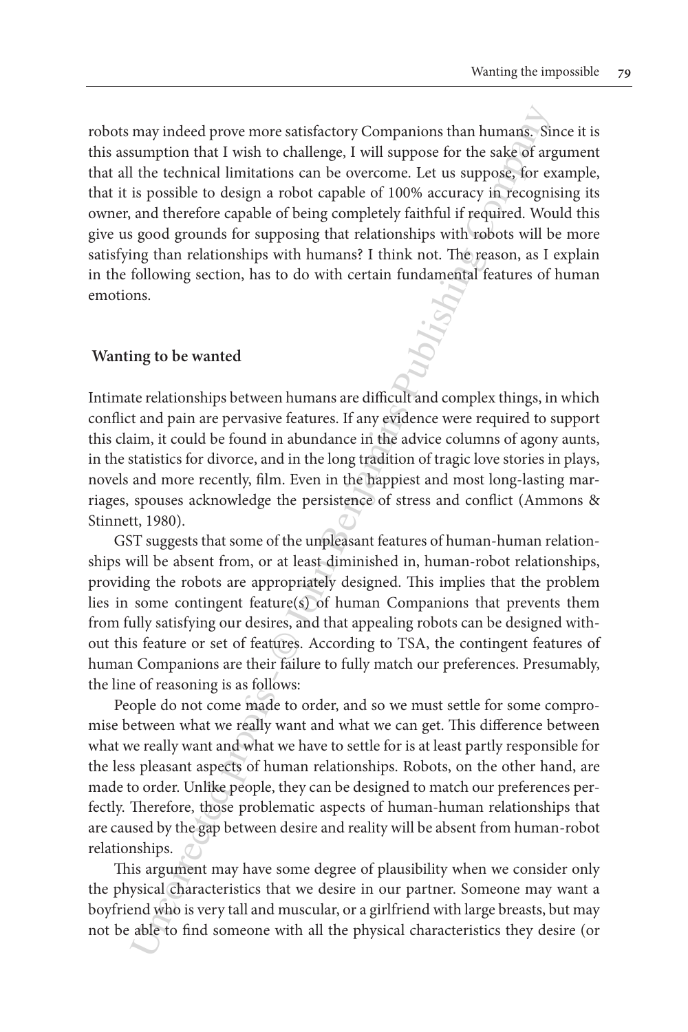robots may indeed prove more satisfactory Companions than humans. Since it is this assumption that I wish to challenge, I will suppose for the sake of argument that all the technical limitations can be overcome. Let us suppose, for example, that it is possible to design a robot capable of 100% accuracy in recognising its owner, and therefore capable of being completely faithful if required. Would this give us good grounds for supposing that relationships with robots will be more satisfying than relationships with humans? I think not. The reason, as I explain in the following section, has to do with certain fundamental features of human emotions.

## Wanting to be wanted

Intimate relationships between humans are difficult and complex things, in which conflict and pain are pervasive features. If any evidence were required to support this claim, it could be found in abundance in the advice columns of agony aunts, in the statistics for divorce, and in the long tradition of tragic love stories in plays, novels and more recently, film. Even in the happiest and most long-lasting marriages, spouses acknowledge the persistence of stress and conflict (Ammons & Stinnett, 1980).

GST suggests that some of the unpleasant features of human-human relationships will be absent from, or at least diminished in, human-robot relationships, providing the robots are appropriately designed. This implies that the problem lies in some contingent feature(s) of human Companions that prevents them from fully satisfying our desires, and that appealing robots can be designed without this feature or set of features. According to TSA, the contingent features of human Companions are their failure to fully match our preferences. Presumably, the line of reasoning is as follows:

People do not come made to order, and so we must settle for some compromise between what we really want and what we can get. This difference between what we really want and what we have to settle for is at least partly responsible for the less pleasant aspects of human relationships. Robots, on the other hand, are made to order. Unlike people, they can be designed to match our preferences perfectly. Therefore, those problematic aspects of human-human relationships that are caused by the gap between desire and reality will be absent from human-robot relationships.

This argument may have some degree of plausibility when we consider only the physical characteristics that we desire in our partner. Someone may want a boyfriend who is very tall and muscular, or a girlfriend with large breasts, but may not be able to find someone with all the physical characteristics they desire (or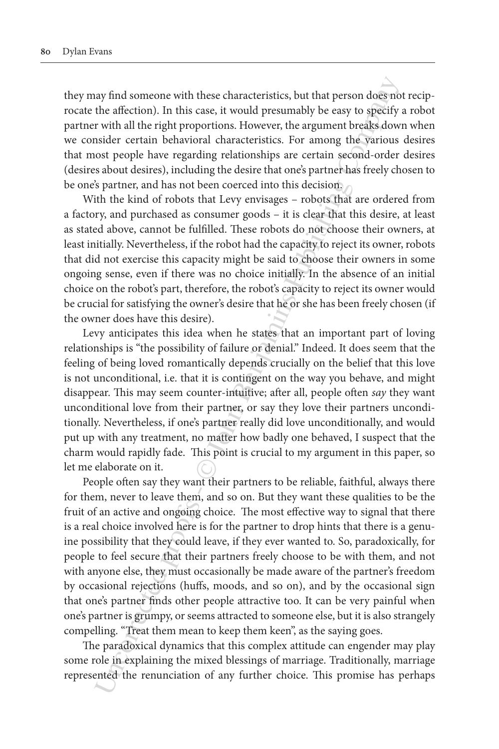they may find someone with these characteristics, but that person does not reciprocate the affection). In this case, it would presumably be easy to specify a robot partner with all the right proportions. However, the argument breaks down when we consider certain behavioral characteristics. For among the various desires that most people have regarding relationships are certain second-order desires (desires about desires), including the desire that one's partner has freely chosen to be one's partner, and has not been coerced into this decision.

With the kind of robots that Levy envisages – robots that are ordered from a factory, and purchased as consumer goods – it is clear that this desire, at least as stated above, cannot be fulfilled. These robots do not choose their owners, at least initially. Nevertheless, if the robot had the capacity to reject its owner, robots that did not exercise this capacity might be said to choose their owners in some ongoing sense, even if there was no choice initially. In the absence of an initial choice on the robot's part, therefore, the robot's capacity to reject its owner would be crucial for satisfying the owner's desire that he or she has been freely chosen (if the owner does have this desire).

Levy anticipates this idea when he states that an important part of loving relationships is "the possibility of failure or denial." Indeed. It does seem that the feeling of being loved romantically depends crucially on the belief that this love is not unconditional, i.e. that it is contingent on the way you behave, and might disappear. This may seem counter-intuitive; after all, people often *say* they want unconditional love from their partner, or say they love their partners unconditionally. Nevertheless, if one's partner really did love unconditionally, and would put up with any treatment, no matter how badly one behaved, I suspect that the charm would rapidly fade. This point is crucial to my argument in this paper, so let me elaborate on it.

People often say they want their partners to be reliable, faithful, always there for them, never to leave them, and so on. But they want these qualities to be the fruit of an active and ongoing choice. The most effective way to signal that there is a real choice involved here is for the partner to drop hints that there is a genuine possibility that they could leave, if they ever wanted to. So, paradoxically, for people to feel secure that their partners freely choose to be with them, and not with anyone else, they must occasionally be made aware of the partner's freedom by occasional rejections (huffs, moods, and so on), and by the occasional sign that one's partner finds other people attractive too. It can be very painful when one's partner is grumpy, or seems attracted to someone else, but it is also strangely compelling. "Treat them mean to keep them keen", as the saying goes.

The paradoxical dynamics that this complex attitude can engender may play some role in explaining the mixed blessings of marriage. Traditionally, marriage represented the renunciation of any further choice. This promise has perhaps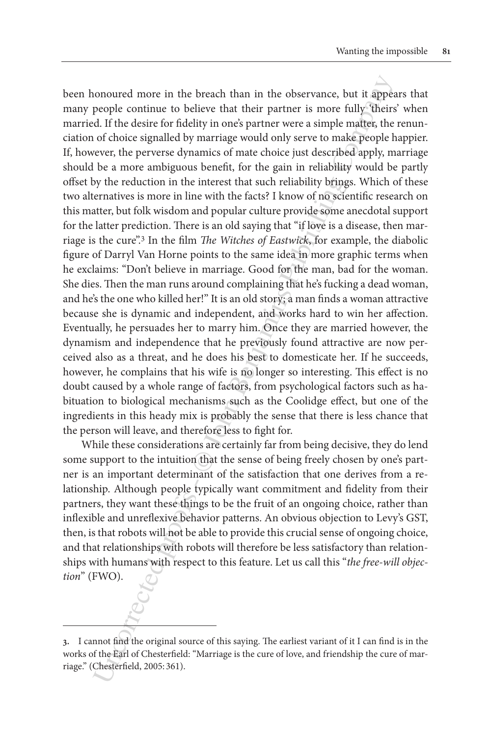been honoured more in the breach than in the observance, but it appears that many people continue to believe that their partner is more fully 'theirs' when married. If the desire for fidelity in one's partner were a simple matter, the renunciation of choice signalled by marriage would only serve to make people happier. If, however, the perverse dynamics of mate choice just described apply, marriage should be a more ambiguous benefit, for the gain in reliability would be partly offset by the reduction in the interest that such reliability brings. Which of these two alternatives is more in line with the facts? I know of no scientific research on this matter, but folk wisdom and popular culture provide some anecdotal support for the latter prediction. There is an old saying that "if love is a disease, then marriage is the cure".[3] In the film *The Witches of Eastwick*, for example, the diabolic figure of Darryl Van Horne points to the same idea in more graphic terms when he exclaims: "Don't believe in marriage. Good for the man, bad for the woman. She dies. Then the man runs around complaining that he's fucking a dead woman, and he's the one who killed her!" It is an old story; a man finds a woman attractive because she is dynamic and independent, and works hard to win her affection. Eventually, he persuades her to marry him. Once they are married however, the dynamism and independence that he previously found attractive are now perceived also as a threat, and he does his best to domesticate her. If he succeeds, however, he complains that his wife is no longer so interesting. This effect is no doubt caused by a whole range of factors, from psychological factors such as habituation to biological mechanisms such as the Coolidge effect, but one of the ingredients in this heady mix is probably the sense that there is less chance that the person will leave, and therefore less to fight for.

While these considerations are certainly far from being decisive, they do lend some support to the intuition that the sense of being freely chosen by one's partner is an important determinant of the satisfaction that one derives from a relationship. Although people typically want commitment and fidelity from their partners, they want these things to be the fruit of an ongoing choice, rather than inflexible and unreflexive behavior patterns. An obvious objection to Levy's GST, then, is that robots will not be able to provide this crucial sense of ongoing choice, and that relationships with robots will therefore be less satisfactory than relationships with humans with respect to this feature. Let us call this "*the free-will objection*" (FWO).

---

3. I cannot find the original source of this saying. The earliest variant of it I can find is in the works of the Earl of Chesterfield: "Marriage is the cure of love, and friendship the cure of marriage." (Chesterfield, 2005: 361).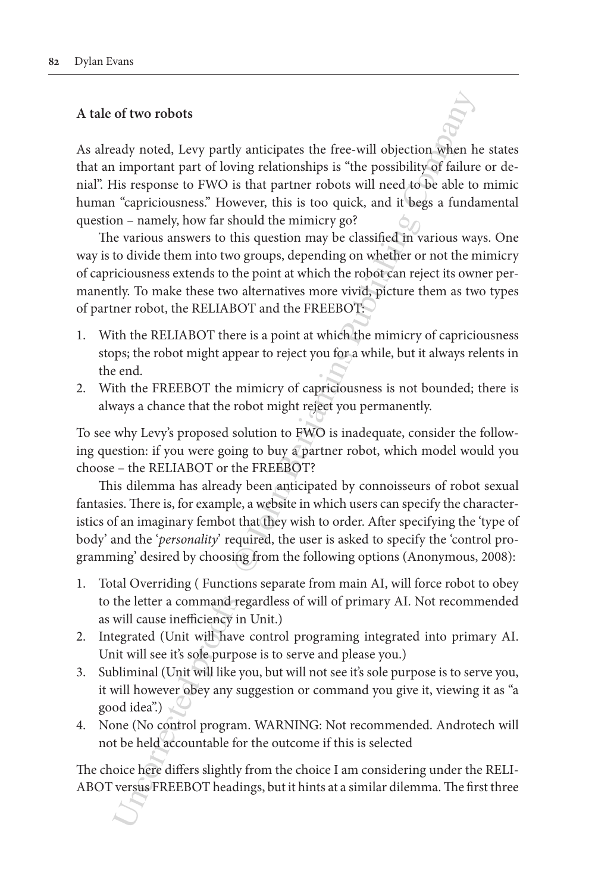### A tale of two robots

As already noted, Levy partly anticipates the free-will objection when he states that an important part of loving relationships is "the possibility of failure or denial". His response to FWO is that partner robots will need to be able to mimic human "capriciousness." However, this is too quick, and it begs a fundamental question – namely, how far should the mimicry go?

The various answers to this question may be classified in various ways. One way is to divide them into two groups, depending on whether or not the mimicry of capriciousness extends to the point at which the robot can reject its owner permanently. To make these two alternatives more vivid, picture them as two types of partner robot, the RELIABOT and the FREEBOT:

1. With the RELIABOT there is a point at which the mimicry of capriciousness stops; the robot might appear to reject you for a while, but it always relents in the end.
2. With the FREEBOT the mimicry of capriciousness is not bounded; there is always a chance that the robot might reject you permanently.

To see why Levy's proposed solution to FWO is inadequate, consider the following question: if you were going to buy a partner robot, which model would you choose – the RELIABOT or the FREEBOT?

This dilemma has already been anticipated by connoisseurs of robot sexual fantasies. There is, for example, a website in which users can specify the characteristics of an imaginary fembot that they wish to order. After specifying the 'type of body' and the '*personality*' required, the user is asked to specify the 'control programming' desired by choosing from the following options (Anonymous, 2008):

1. Total Overriding ( Functions separate from main AI, will force robot to obey to the letter a command regardless of will of primary AI. Not recommended as will cause inefficiency in Unit.)
2. Integrated (Unit will have control programing integrated into primary AI. Unit will see it's sole purpose is to serve and please you.)
3. Subliminal (Unit will like you, but will not see it's sole purpose is to serve you, it will however obey any suggestion or command you give it, viewing it as "a good idea".)
4. None (No control program. WARNING: Not recommended. Androtech will not be held accountable for the outcome if this is selected

The choice here differs slightly from the choice I am considering under the RELIABOT versus FREEBOT headings, but it hints at a similar dilemma. The first three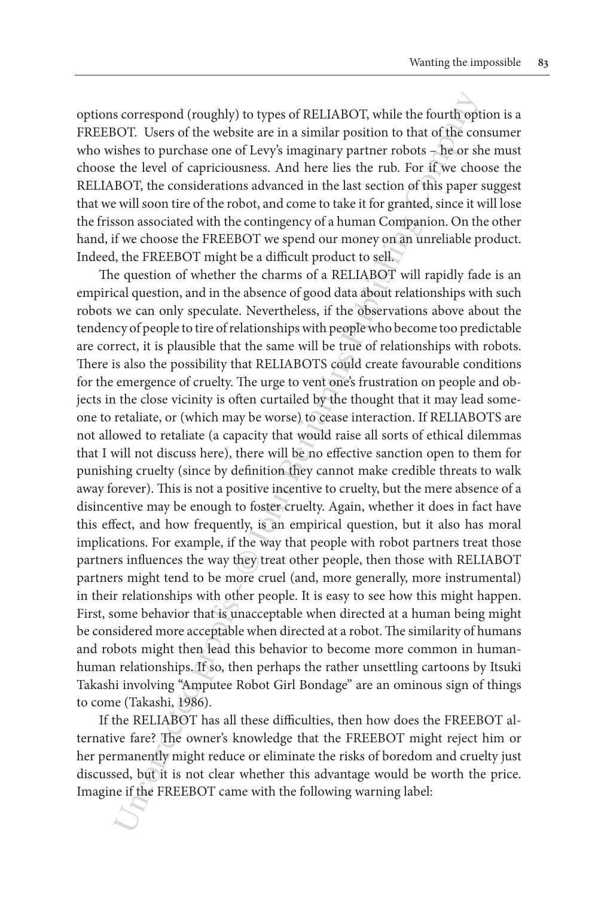options correspond (roughly) to types of RELIABOT, while the fourth option is a FREEBOT. Users of the website are in a similar position to that of the consumer who wishes to purchase one of Levy's imaginary partner robots – he or she must choose the level of capriciousness. And here lies the rub. For if we choose the RELIABOT, the considerations advanced in the last section of this paper suggest that we will soon tire of the robot, and come to take it for granted, since it will lose the frisson associated with the contingency of a human Companion. On the other hand, if we choose the FREEBOT we spend our money on an unreliable product. Indeed, the FREEBOT might be a difficult product to sell.

The question of whether the charms of a RELIABOT will rapidly fade is an empirical question, and in the absence of good data about relationships with such robots we can only speculate. Nevertheless, if the observations above about the tendency of people to tire of relationships with people who become too predictable are correct, it is plausible that the same will be true of relationships with robots. There is also the possibility that RELIABOTS could create favourable conditions for the emergence of cruelty. The urge to vent one's frustration on people and objects in the close vicinity is often curtailed by the thought that it may lead someone to retaliate, or (which may be worse) to cease interaction. If RELIABOTS are not allowed to retaliate (a capacity that would raise all sorts of ethical dilemmas that I will not discuss here), there will be no effective sanction open to them for punishing cruelty (since by definition they cannot make credible threats to walk away forever). This is not a positive incentive to cruelty, but the mere absence of a disincentive may be enough to foster cruelty. Again, whether it does in fact have this effect, and how frequently, is an empirical question, but it also has moral implications. For example, if the way that people with robot partners treat those partners influences the way they treat other people, then those with RELIABOT partners might tend to be more cruel (and, more generally, more instrumental) in their relationships with other people. It is easy to see how this might happen. First, some behavior that is unacceptable when directed at a human being might be considered more acceptable when directed at a robot. The similarity of humans and robots might then lead this behavior to become more common in human-human relationships. If so, then perhaps the rather unsettling cartoons by Itsuki Takashi involving "Amputee Robot Girl Bondage" are an ominous sign of things to come (Takashi, 1986).

If the RELIABOT has all these difficulties, then how does the FREEBOT alternative fare? The owner's knowledge that the FREEBOT might reject him or her permanently might reduce or eliminate the risks of boredom and cruelty just discussed, but it is not clear whether this advantage would be worth the price. Imagine if the FREEBOT came with the following warning label: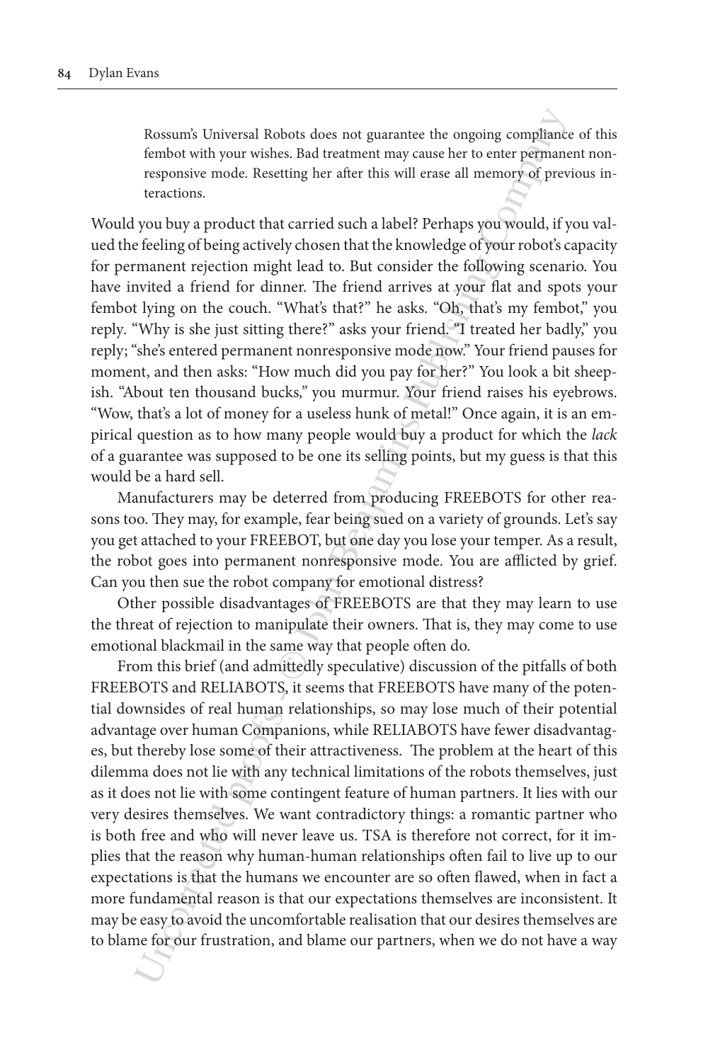> Rossum's Universal Robots does not guarantee the ongoing compliance of this fembot with your wishes. Bad treatment may cause her to enter permanent non-responsive mode. Resetting her after this will erase all memory of previous interactions.

Would you buy a product that carried such a label? Perhaps you would, if you valued the feeling of being actively chosen that the knowledge of your robot's capacity for permanent rejection might lead to. But consider the following scenario. You have invited a friend for dinner. The friend arrives at your flat and spots your fembot lying on the couch. "What's that?" he asks. "Oh, that's my fembot," you reply. "Why is she just sitting there?" asks your friend. "I treated her badly," you reply; "she's entered permanent nonresponsive mode now." Your friend pauses for moment, and then asks: "How much did you pay for her?" You look a bit sheepish. "About ten thousand bucks," you murmur. Your friend raises his eyebrows. "Wow, that's a lot of money for a useless hunk of metal!" Once again, it is an empirical question as to how many people would buy a product for which the *lack* of a guarantee was supposed to be one its selling points, but my guess is that this would be a hard sell.

Manufacturers may be deterred from producing FREEBOTS for other reasons too. They may, for example, fear being sued on a variety of grounds. Let's say you get attached to your FREEBOT, but one day you lose your temper. As a result, the robot goes into permanent nonresponsive mode. You are afflicted by grief. Can you then sue the robot company for emotional distress?

Other possible disadvantages of FREEBOTS are that they may learn to use the threat of rejection to manipulate their owners. That is, they may come to use emotional blackmail in the same way that people often do.

From this brief (and admittedly speculative) discussion of the pitfalls of both FREEBOTS and RELIABOTS, it seems that FREEBOTS have many of the potential downsides of real human relationships, so may lose much of their potential advantage over human Companions, while RELIABOTS have fewer disadvantages, but thereby lose some of their attractiveness. The problem at the heart of this dilemma does not lie with any technical limitations of the robots themselves, just as it does not lie with some contingent feature of human partners. It lies with our very desires themselves. We want contradictory things: a romantic partner who is both free and who will never leave us. TSA is therefore not correct, for it implies that the reason why human-human relationships often fail to live up to our expectations is that the humans we encounter are so often flawed, when in fact a more fundamental reason is that our expectations themselves are inconsistent. It may be easy to avoid the uncomfortable realisation that our desires themselves are to blame for our frustration, and blame our partners, when we do not have a way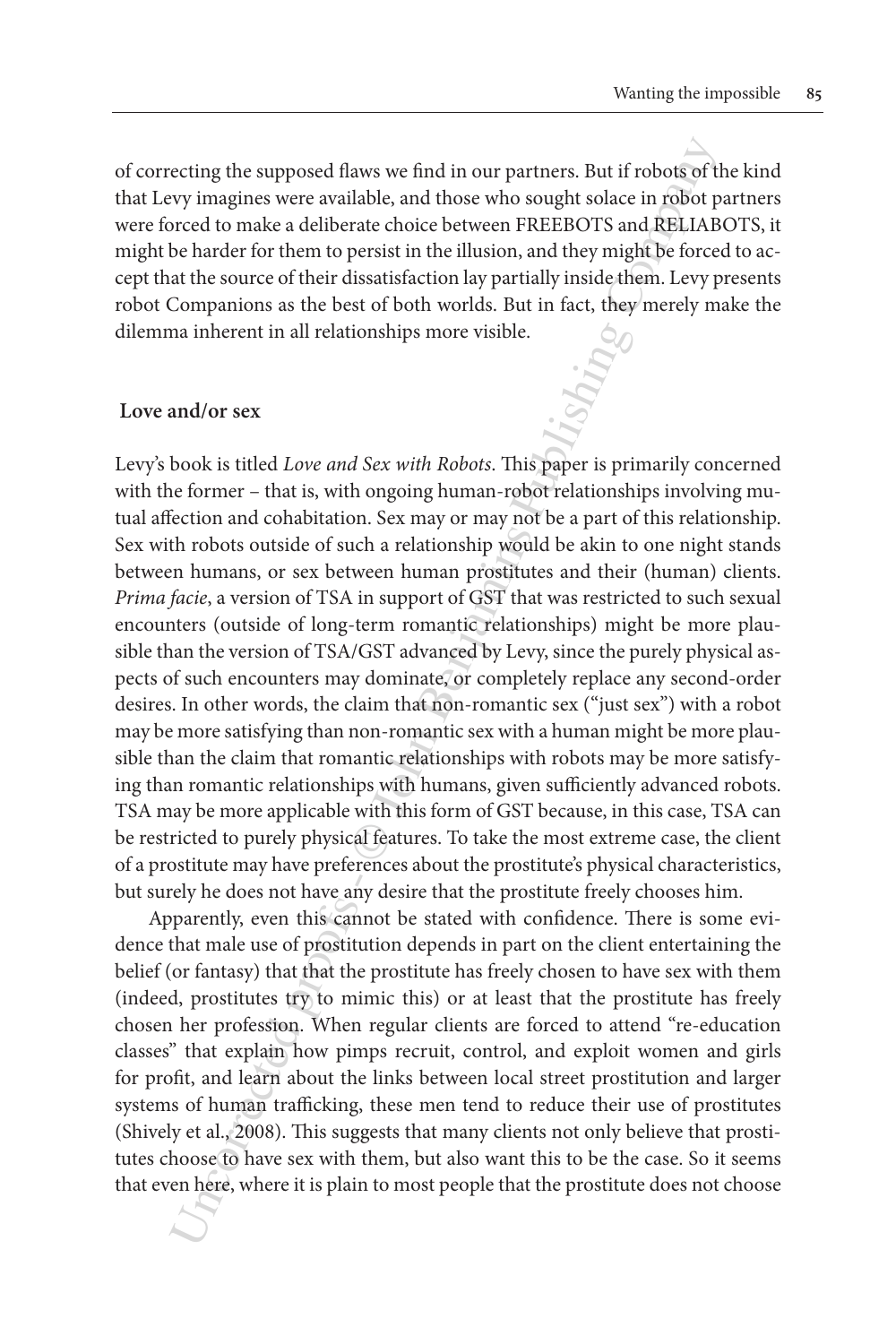of correcting the supposed flaws we find in our partners. But if robots of the kind that Levy imagines were available, and those who sought solace in robot partners were forced to make a deliberate choice between FREEBOTS and RELIABOTS, it might be harder for them to persist in the illusion, and they might be forced to accept that the source of their dissatisfaction lay partially inside them. Levy presents robot Companions as the best of both worlds. But in fact, they merely make the dilemma inherent in all relationships more visible.

## Love and/or sex

Levy's book is titled *Love and Sex with Robots*. This paper is primarily concerned with the former – that is, with ongoing human-robot relationships involving mutual affection and cohabitation. Sex may or may not be a part of this relationship. Sex with robots outside of such a relationship would be akin to one night stands between humans, or sex between human prostitutes and their (human) clients. *Prima facie*, a version of TSA in support of GST that was restricted to such sexual encounters (outside of long-term romantic relationships) might be more plausible than the version of TSA/GST advanced by Levy, since the purely physical aspects of such encounters may dominate, or completely replace any second-order desires. In other words, the claim that non-romantic sex ("just sex") with a robot may be more satisfying than non-romantic sex with a human might be more plausible than the claim that romantic relationships with robots may be more satisfying than romantic relationships with humans, given sufficiently advanced robots. TSA may be more applicable with this form of GST because, in this case, TSA can be restricted to purely physical features. To take the most extreme case, the client of a prostitute may have preferences about the prostitute's physical characteristics, but surely he does not have any desire that the prostitute freely chooses him.

Apparently, even this cannot be stated with confidence. There is some evidence that male use of prostitution depends in part on the client entertaining the belief (or fantasy) that that the prostitute has freely chosen to have sex with them (indeed, prostitutes try to mimic this) or at least that the prostitute has freely chosen her profession. When regular clients are forced to attend "re-education classes" that explain how pimps recruit, control, and exploit women and girls for profit, and learn about the links between local street prostitution and larger systems of human trafficking, these men tend to reduce their use of prostitutes (Shively et al., 2008). This suggests that many clients not only believe that prostitutes choose to have sex with them, but also want this to be the case. So it seems that even here, where it is plain to most people that the prostitute does not choose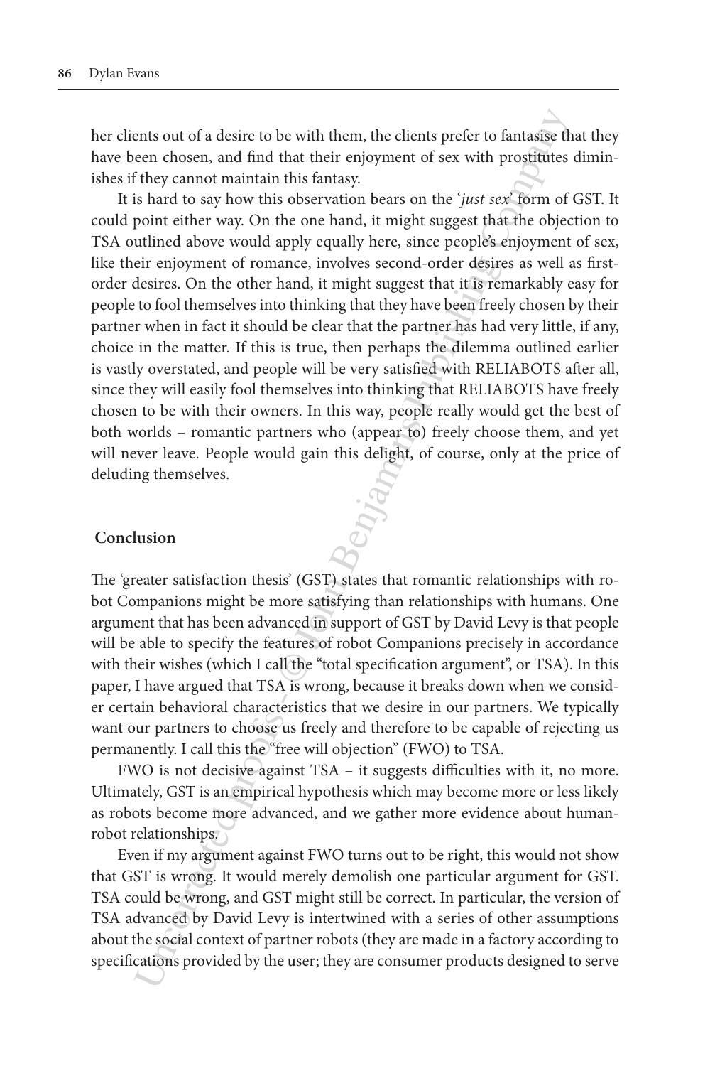her clients out of a desire to be with them, the clients prefer to fantasise that they have been chosen, and find that their enjoyment of sex with prostitutes diminishes if they cannot maintain this fantasy.

It is hard to say how this observation bears on the '*just sex*' form of GST. It could point either way. On the one hand, it might suggest that the objection to TSA outlined above would apply equally here, since people's enjoyment of sex, like their enjoyment of romance, involves second-order desires as well as first-order desires. On the other hand, it might suggest that it is remarkably easy for people to fool themselves into thinking that they have been freely chosen by their partner when in fact it should be clear that the partner has had very little, if any, choice in the matter. If this is true, then perhaps the dilemma outlined earlier is vastly overstated, and people will be very satisfied with RELIABOTS after all, since they will easily fool themselves into thinking that RELIABOTS have freely chosen to be with their owners. In this way, people really would get the best of both worlds – romantic partners who (appear to) freely choose them, and yet will never leave. People would gain this delight, of course, only at the price of deluding themselves.

## Conclusion

The 'greater satisfaction thesis' (GST) states that romantic relationships with robot Companions might be more satisfying than relationships with humans. One argument that has been advanced in support of GST by David Levy is that people will be able to specify the features of robot Companions precisely in accordance with their wishes (which I call the "total specification argument", or TSA). In this paper, I have argued that TSA is wrong, because it breaks down when we consider certain behavioral characteristics that we desire in our partners. We typically want our partners to choose us freely and therefore to be capable of rejecting us permanently. I call this the "free will objection" (FWO) to TSA.

FWO is not decisive against TSA – it suggests difficulties with it, no more. Ultimately, GST is an empirical hypothesis which may become more or less likely as robots become more advanced, and we gather more evidence about human-robot relationships.

Even if my argument against FWO turns out to be right, this would not show that GST is wrong. It would merely demolish one particular argument for GST. TSA could be wrong, and GST might still be correct. In particular, the version of TSA advanced by David Levy is intertwined with a series of other assumptions about the social context of partner robots (they are made in a factory according to specifications provided by the user; they are consumer products designed to serve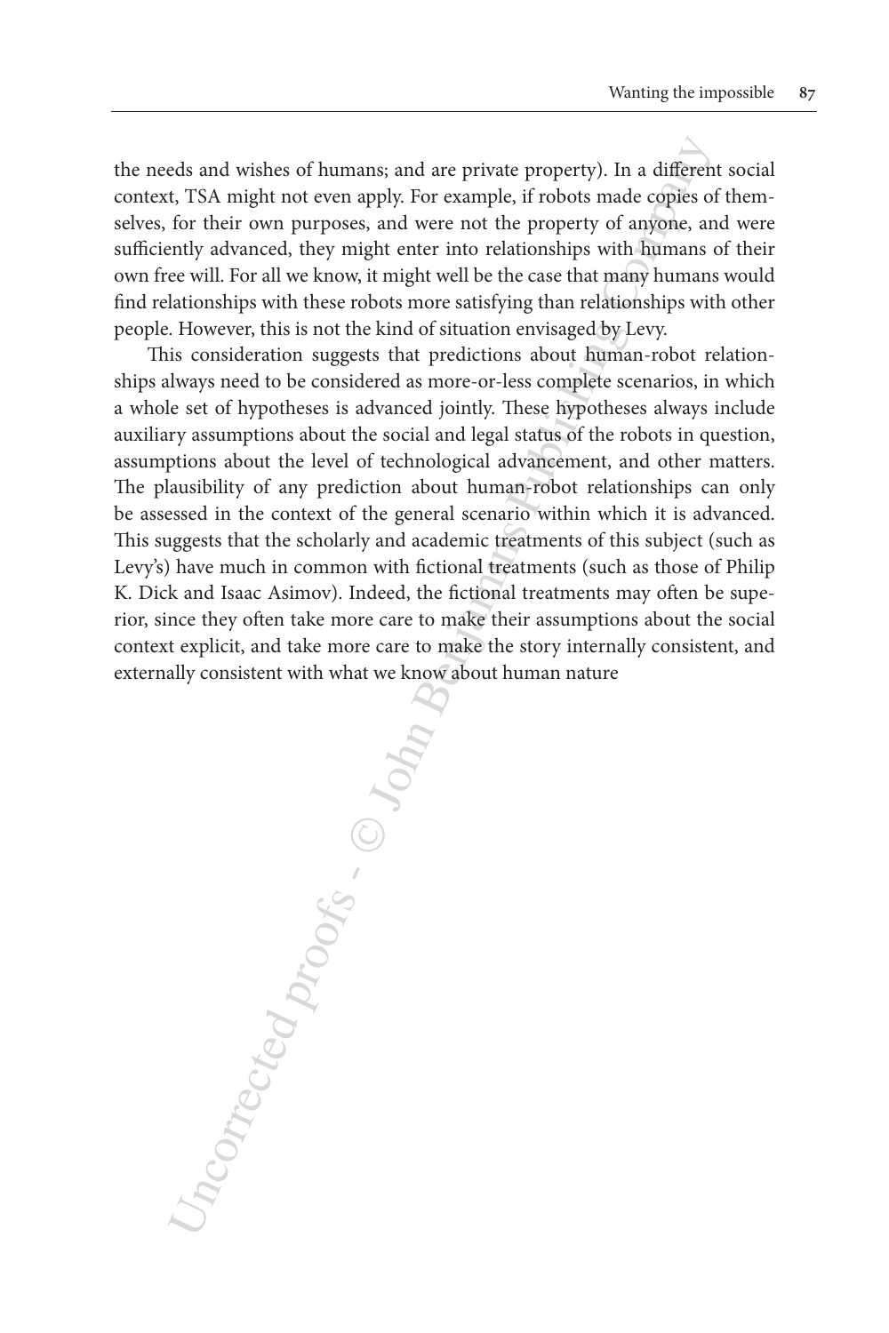the needs and wishes of humans; and are private property). In a different social context, TSA might not even apply. For example, if robots made copies of themselves, for their own purposes, and were not the property of anyone, and were sufficiently advanced, they might enter into relationships with humans of their own free will. For all we know, it might well be the case that many humans would find relationships with these robots more satisfying than relationships with other people. However, this is not the kind of situation envisaged by Levy.

This consideration suggests that predictions about human-robot relationships always need to be considered as more-or-less complete scenarios, in which a whole set of hypotheses is advanced jointly. These hypotheses always include auxiliary assumptions about the social and legal status of the robots in question, assumptions about the level of technological advancement, and other matters. The plausibility of any prediction about human-robot relationships can only be assessed in the context of the general scenario within which it is advanced. This suggests that the scholarly and academic treatments of this subject (such as Levy's) have much in common with fictional treatments (such as those of Philip K. Dick and Isaac Asimov). Indeed, the fictional treatments may often be superior, since they often take more care to make their assumptions about the social context explicit, and take more care to make the story internally consistent, and externally consistent with what we know about human nature